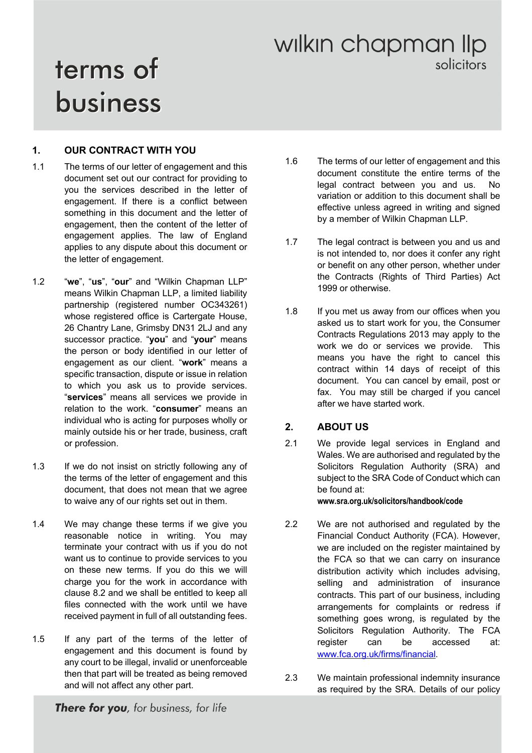# terms of business

wilkin chapman llp
solicitors

## 1. OUR CONTRACT WITH YOU

1.1 The terms of our letter of engagement and this document set out our contract for providing to you the services described in the letter of engagement. If there is a conflict between something in this document and the letter of engagement, then the content of the letter of engagement applies. The law of England applies to any dispute about this document or the letter of engagement.

1.2 "**we**", "**us**", "**our**" and "Wilkin Chapman LLP" means Wilkin Chapman LLP, a limited liability partnership (registered number OC343261) whose registered office is Cartergate House, 26 Chantry Lane, Grimsby DN31 2LJ and any successor practice. "**you**" and "**your**" means the person or body identified in our letter of engagement as our client. "**work**" means a specific transaction, dispute or issue in relation to which you ask us to provide services. "**services**" means all services we provide in relation to the work. "**consumer**" means an individual who is acting for purposes wholly or mainly outside his or her trade, business, craft or profession.

1.3 If we do not insist on strictly following any of the terms of the letter of engagement and this document, that does not mean that we agree to waive any of our rights set out in them.

1.4 We may change these terms if we give you reasonable notice in writing. You may terminate your contract with us if you do not want us to continue to provide services to you on these new terms. If you do this we will charge you for the work in accordance with clause 8.2 and we shall be entitled to keep all files connected with the work until we have received payment in full of all outstanding fees.

1.5 If any part of the terms of the letter of engagement and this document is found by any court to be illegal, invalid or unenforceable then that part will be treated as being removed and will not affect any other part.

1.6 The terms of our letter of engagement and this document constitute the entire terms of the legal contract between you and us. No variation or addition to this document shall be effective unless agreed in writing and signed by a member of Wilkin Chapman LLP.

1.7 The legal contract is between you and us and is not intended to, nor does it confer any right or benefit on any other person, whether under the Contracts (Rights of Third Parties) Act 1999 or otherwise.

1.8 If you met us away from our offices when you asked us to start work for you, the Consumer Contracts Regulations 2013 may apply to the work we do or services we provide. This means you have the right to cancel this contract within 14 days of receipt of this document. You can cancel by email, post or fax. You may still be charged if you cancel after we have started work.

## 2. ABOUT US

2.1 We provide legal services in England and Wales. We are authorised and regulated by the Solicitors Regulation Authority (SRA) and subject to the SRA Code of Conduct which can be found at: **www.sra.org.uk/solicitors/handbook/code**

2.2 We are not authorised and regulated by the Financial Conduct Authority (FCA). However, we are included on the register maintained by the FCA so that we can carry on insurance distribution activity which includes advising, selling and administration of insurance contracts. This part of our business, including arrangements for complaints or redress if something goes wrong, is regulated by the Solicitors Regulation Authority. The FCA register can be accessed at: www.fca.org.uk/firms/financial.

2.3 We maintain professional indemnity insurance as required by the SRA. Details of our policy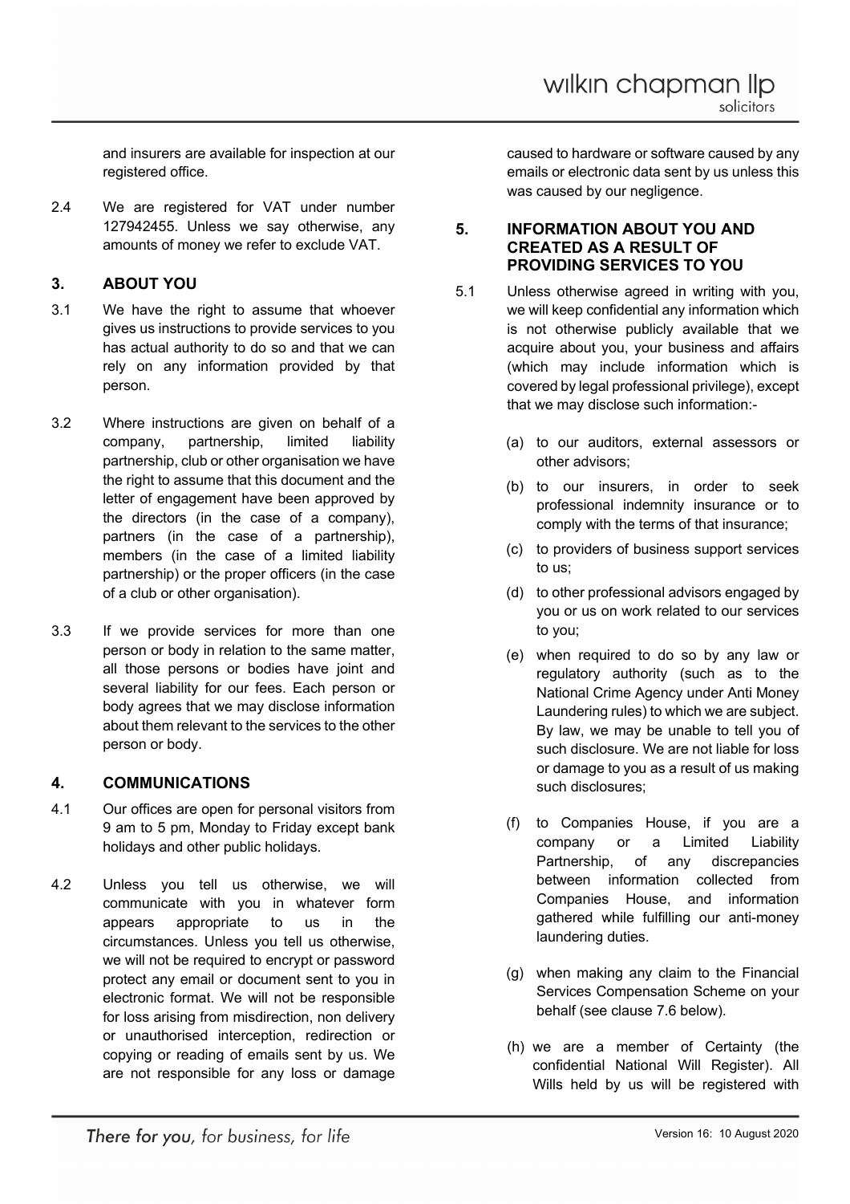and insurers are available for inspection at our registered office.

2.4 We are registered for VAT under number 127942455. Unless we say otherwise, any amounts of money we refer to exclude VAT.

## 3. ABOUT YOU

3.1 We have the right to assume that whoever gives us instructions to provide services to you has actual authority to do so and that we can rely on any information provided by that person.

3.2 Where instructions are given on behalf of a company, partnership, limited liability partnership, club or other organisation we have the right to assume that this document and the letter of engagement have been approved by the directors (in the case of a company), partners (in the case of a partnership), members (in the case of a limited liability partnership) or the proper officers (in the case of a club or other organisation).

3.3 If we provide services for more than one person or body in relation to the same matter, all those persons or bodies have joint and several liability for our fees. Each person or body agrees that we may disclose information about them relevant to the services to the other person or body.

## 4. COMMUNICATIONS

4.1 Our offices are open for personal visitors from 9 am to 5 pm, Monday to Friday except bank holidays and other public holidays.

4.2 Unless you tell us otherwise, we will communicate with you in whatever form appears appropriate to us in the circumstances. Unless you tell us otherwise, we will not be required to encrypt or password protect any email or document sent to you in electronic format. We will not be responsible for loss arising from misdirection, non delivery or unauthorised interception, redirection or copying or reading of emails sent by us. We are not responsible for any loss or damage caused to hardware or software caused by any emails or electronic data sent by us unless this was caused by our negligence.

## 5. INFORMATION ABOUT YOU AND CREATED AS A RESULT OF PROVIDING SERVICES TO YOU

5.1 Unless otherwise agreed in writing with you, we will keep confidential any information which is not otherwise publicly available that we acquire about you, your business and affairs (which may include information which is covered by legal professional privilege), except that we may disclose such information:-

(a) to our auditors, external assessors or other advisors;

(b) to our insurers, in order to seek professional indemnity insurance or to comply with the terms of that insurance;

(c) to providers of business support services to us;

(d) to other professional advisors engaged by you or us on work related to our services to you;

(e) when required to do so by any law or regulatory authority (such as to the National Crime Agency under Anti Money Laundering rules) to which we are subject. By law, we may be unable to tell you of such disclosure. We are not liable for loss or damage to you as a result of us making such disclosures;

(f) to Companies House, if you are a company or a Limited Liability Partnership, of any discrepancies between information collected from Companies House, and information gathered while fulfilling our anti-money laundering duties.

(g) when making any claim to the Financial Services Compensation Scheme on your behalf (see clause 7.6 below).

(h) we are a member of Certainty (the confidential National Will Register). All Wills held by us will be registered with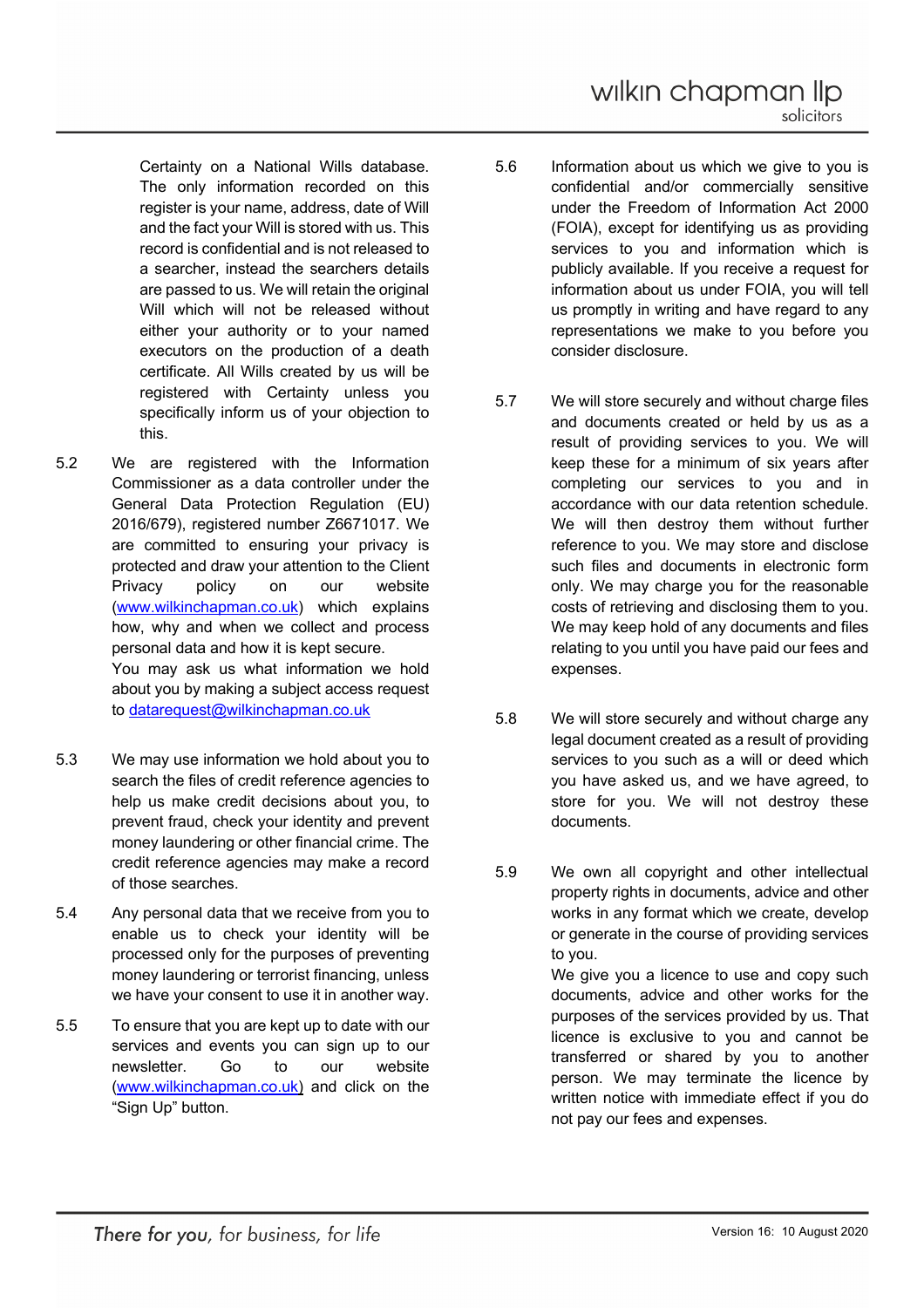Certainty on a National Wills database. The only information recorded on this register is your name, address, date of Will and the fact your Will is stored with us. This record is confidential and is not released to a searcher, instead the searchers details are passed to us. We will retain the original Will which will not be released without either your authority or to your named executors on the production of a death certificate. All Wills created by us will be registered with Certainty unless you specifically inform us of your objection to this.

5.2 We are registered with the Information Commissioner as a data controller under the General Data Protection Regulation (EU) 2016/679), registered number Z6671017. We are committed to ensuring your privacy is protected and draw your attention to the Client Privacy policy on our website ([www.wilkinchapman.co.uk](http://www.wilkinchapman.co.uk)) which explains how, why and when we collect and process personal data and how it is kept secure.
You may ask us what information we hold about you by making a subject access request to [datarequest@wilkinchapman.co.uk](mailto:datarequest@wilkinchapman.co.uk)

5.3 We may use information we hold about you to search the files of credit reference agencies to help us make credit decisions about you, to prevent fraud, check your identity and prevent money laundering or other financial crime. The credit reference agencies may make a record of those searches.

5.4 Any personal data that we receive from you to enable us to check your identity will be processed only for the purposes of preventing money laundering or terrorist financing, unless we have your consent to use it in another way.

5.5 To ensure that you are kept up to date with our services and events you can sign up to our newsletter. Go to our website ([www.wilkinchapman.co.uk)](http://www.wilkinchapman.co.uk) and click on the "Sign Up" button.

5.6 Information about us which we give to you is confidential and/or commercially sensitive under the Freedom of Information Act 2000 (FOIA), except for identifying us as providing services to you and information which is publicly available. If you receive a request for information about us under FOIA, you will tell us promptly in writing and have regard to any representations we make to you before you consider disclosure.

5.7 We will store securely and without charge files and documents created or held by us as a result of providing services to you. We will keep these for a minimum of six years after completing our services to you and in accordance with our data retention schedule. We will then destroy them without further reference to you. We may store and disclose such files and documents in electronic form only. We may charge you for the reasonable costs of retrieving and disclosing them to you. We may keep hold of any documents and files relating to you until you have paid our fees and expenses.

5.8 We will store securely and without charge any legal document created as a result of providing services to you such as a will or deed which you have asked us, and we have agreed, to store for you. We will not destroy these documents.

5.9 We own all copyright and other intellectual property rights in documents, advice and other works in any format which we create, develop or generate in the course of providing services to you.
We give you a licence to use and copy such documents, advice and other works for the purposes of the services provided by us. That licence is exclusive to you and cannot be transferred or shared by you to another person. We may terminate the licence by written notice with immediate effect if you do not pay our fees and expenses.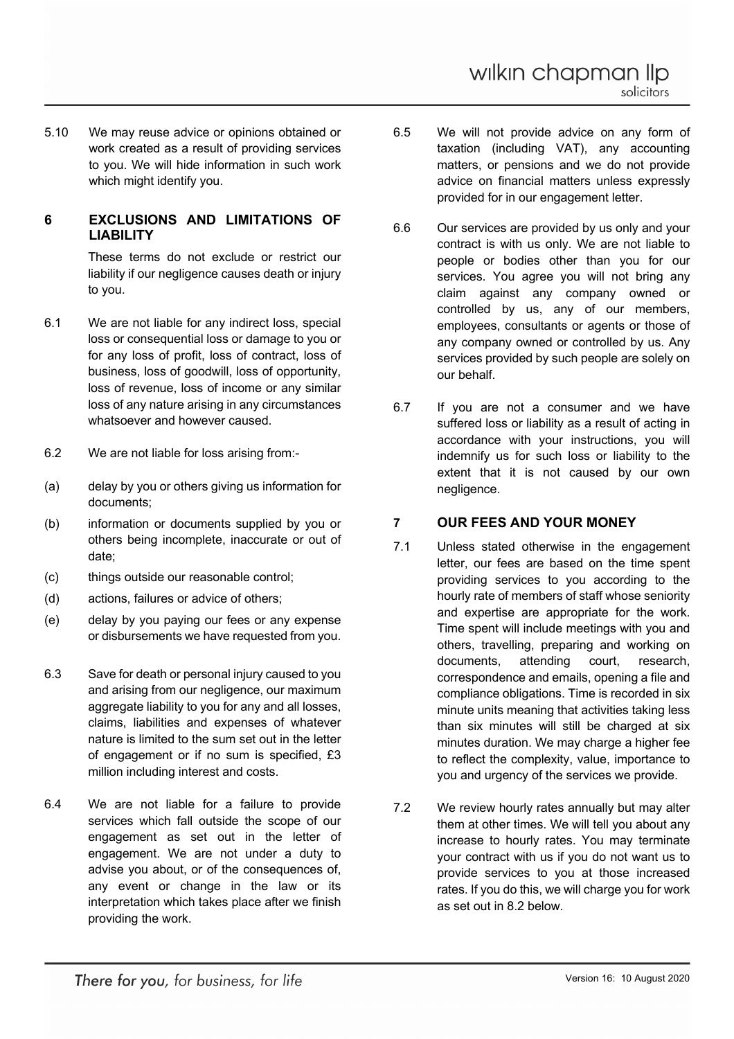5.10 We may reuse advice or opinions obtained or work created as a result of providing services to you. We will hide information in such work which might identify you.

## 6 EXCLUSIONS AND LIMITATIONS OF LIABILITY

These terms do not exclude or restrict our liability if our negligence causes death or injury to you.

6.1 We are not liable for any indirect loss, special loss or consequential loss or damage to you or for any loss of profit, loss of contract, loss of business, loss of goodwill, loss of opportunity, loss of revenue, loss of income or any similar loss of any nature arising in any circumstances whatsoever and however caused.

6.2 We are not liable for loss arising from:-

(a) delay by you or others giving us information for documents;

(b) information or documents supplied by you or others being incomplete, inaccurate or out of date;

(c) things outside our reasonable control;

(d) actions, failures or advice of others;

(e) delay by you paying our fees or any expense or disbursements we have requested from you.

6.3 Save for death or personal injury caused to you and arising from our negligence, our maximum aggregate liability to you for any and all losses, claims, liabilities and expenses of whatever nature is limited to the sum set out in the letter of engagement or if no sum is specified, £3 million including interest and costs.

6.4 We are not liable for a failure to provide services which fall outside the scope of our engagement as set out in the letter of engagement. We are not under a duty to advise you about, or of the consequences of, any event or change in the law or its interpretation which takes place after we finish providing the work.

6.5 We will not provide advice on any form of taxation (including VAT), any accounting matters, or pensions and we do not provide advice on financial matters unless expressly provided for in our engagement letter.

6.6 Our services are provided by us only and your contract is with us only. We are not liable to people or bodies other than you for our services. You agree you will not bring any claim against any company owned or controlled by us, any of our members, employees, consultants or agents or those of any company owned or controlled by us. Any services provided by such people are solely on our behalf.

6.7 If you are not a consumer and we have suffered loss or liability as a result of acting in accordance with your instructions, you will indemnify us for such loss or liability to the extent that it is not caused by our own negligence.

## 7 OUR FEES AND YOUR MONEY

7.1 Unless stated otherwise in the engagement letter, our fees are based on the time spent providing services to you according to the hourly rate of members of staff whose seniority and expertise are appropriate for the work. Time spent will include meetings with you and others, travelling, preparing and working on documents, attending court, research, correspondence and emails, opening a file and compliance obligations. Time is recorded in six minute units meaning that activities taking less than six minutes will still be charged at six minutes duration. We may charge a higher fee to reflect the complexity, value, importance to you and urgency of the services we provide.

7.2 We review hourly rates annually but may alter them at other times. We will tell you about any increase to hourly rates. You may terminate your contract with us if you do not want us to provide services to you at those increased rates. If you do this, we will charge you for work as set out in 8.2 below.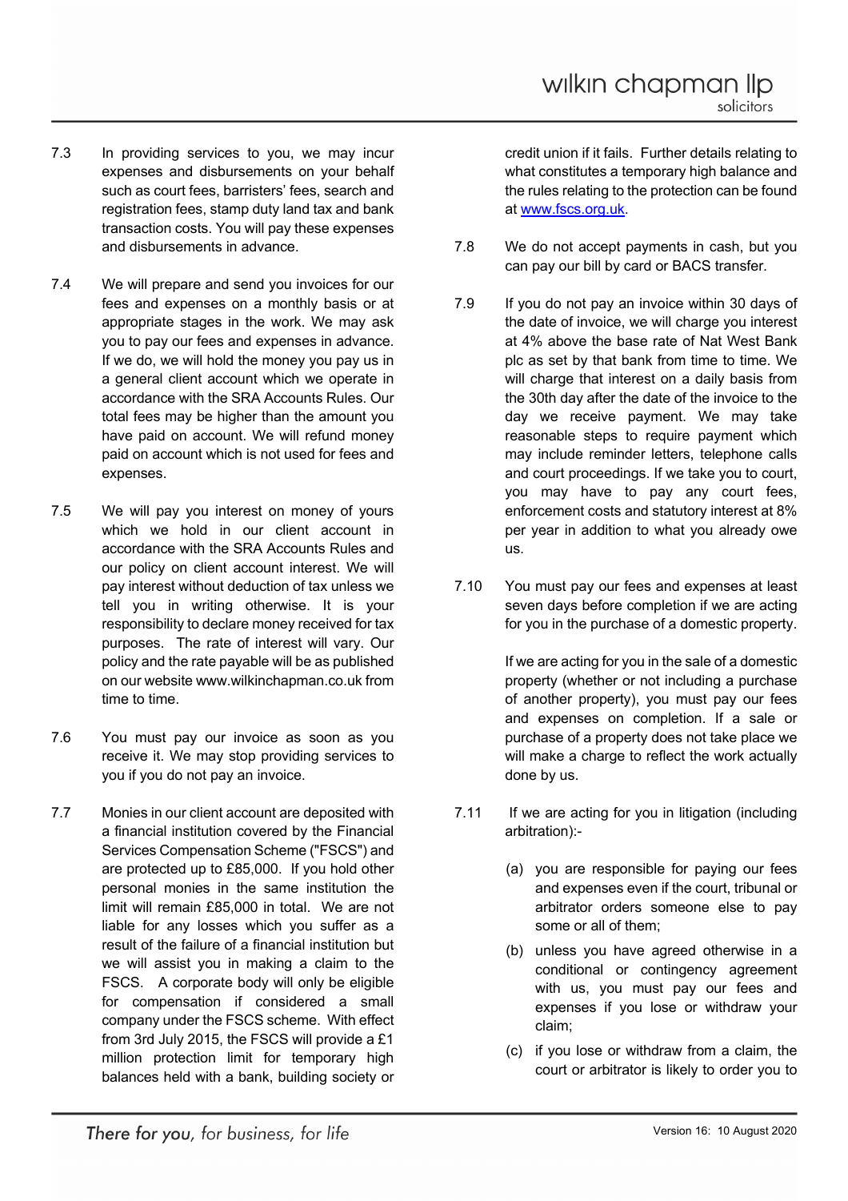7.3 In providing services to you, we may incur expenses and disbursements on your behalf such as court fees, barristers' fees, search and registration fees, stamp duty land tax and bank transaction costs. You will pay these expenses and disbursements in advance.

7.4 We will prepare and send you invoices for our fees and expenses on a monthly basis or at appropriate stages in the work. We may ask you to pay our fees and expenses in advance. If we do, we will hold the money you pay us in a general client account which we operate in accordance with the SRA Accounts Rules. Our total fees may be higher than the amount you have paid on account. We will refund money paid on account which is not used for fees and expenses.

7.5 We will pay you interest on money of yours which we hold in our client account in accordance with the SRA Accounts Rules and our policy on client account interest. We will pay interest without deduction of tax unless we tell you in writing otherwise. It is your responsibility to declare money received for tax purposes. The rate of interest will vary. Our policy and the rate payable will be as published on our website www.wilkinchapman.co.uk from time to time.

7.6 You must pay our invoice as soon as you receive it. We may stop providing services to you if you do not pay an invoice.

7.7 Monies in our client account are deposited with a financial institution covered by the Financial Services Compensation Scheme ("FSCS") and are protected up to £85,000. If you hold other personal monies in the same institution the limit will remain £85,000 in total. We are not liable for any losses which you suffer as a result of the failure of a financial institution but we will assist you in making a claim to the FSCS. A corporate body will only be eligible for compensation if considered a small company under the FSCS scheme. With effect from 3rd July 2015, the FSCS will provide a £1 million protection limit for temporary high balances held with a bank, building society or credit union if it fails. Further details relating to what constitutes a temporary high balance and the rules relating to the protection can be found at [www.fscs.org.uk](http://www.fscs.org.uk).

7.8 We do not accept payments in cash, but you can pay our bill by card or BACS transfer.

7.9 If you do not pay an invoice within 30 days of the date of invoice, we will charge you interest at 4% above the base rate of Nat West Bank plc as set by that bank from time to time. We will charge that interest on a daily basis from the 30th day after the date of the invoice to the day we receive payment. We may take reasonable steps to require payment which may include reminder letters, telephone calls and court proceedings. If we take you to court, you may have to pay any court fees, enforcement costs and statutory interest at 8% per year in addition to what you already owe us.

7.10 You must pay our fees and expenses at least seven days before completion if we are acting for you in the purchase of a domestic property.

If we are acting for you in the sale of a domestic property (whether or not including a purchase of another property), you must pay our fees and expenses on completion. If a sale or purchase of a property does not take place we will make a charge to reflect the work actually done by us.

7.11 If we are acting for you in litigation (including arbitration):-

(a) you are responsible for paying our fees and expenses even if the court, tribunal or arbitrator orders someone else to pay some or all of them;

(b) unless you have agreed otherwise in a conditional or contingency agreement with us, you must pay our fees and expenses if you lose or withdraw your claim;

(c) if you lose or withdraw from a claim, the court or arbitrator is likely to order you to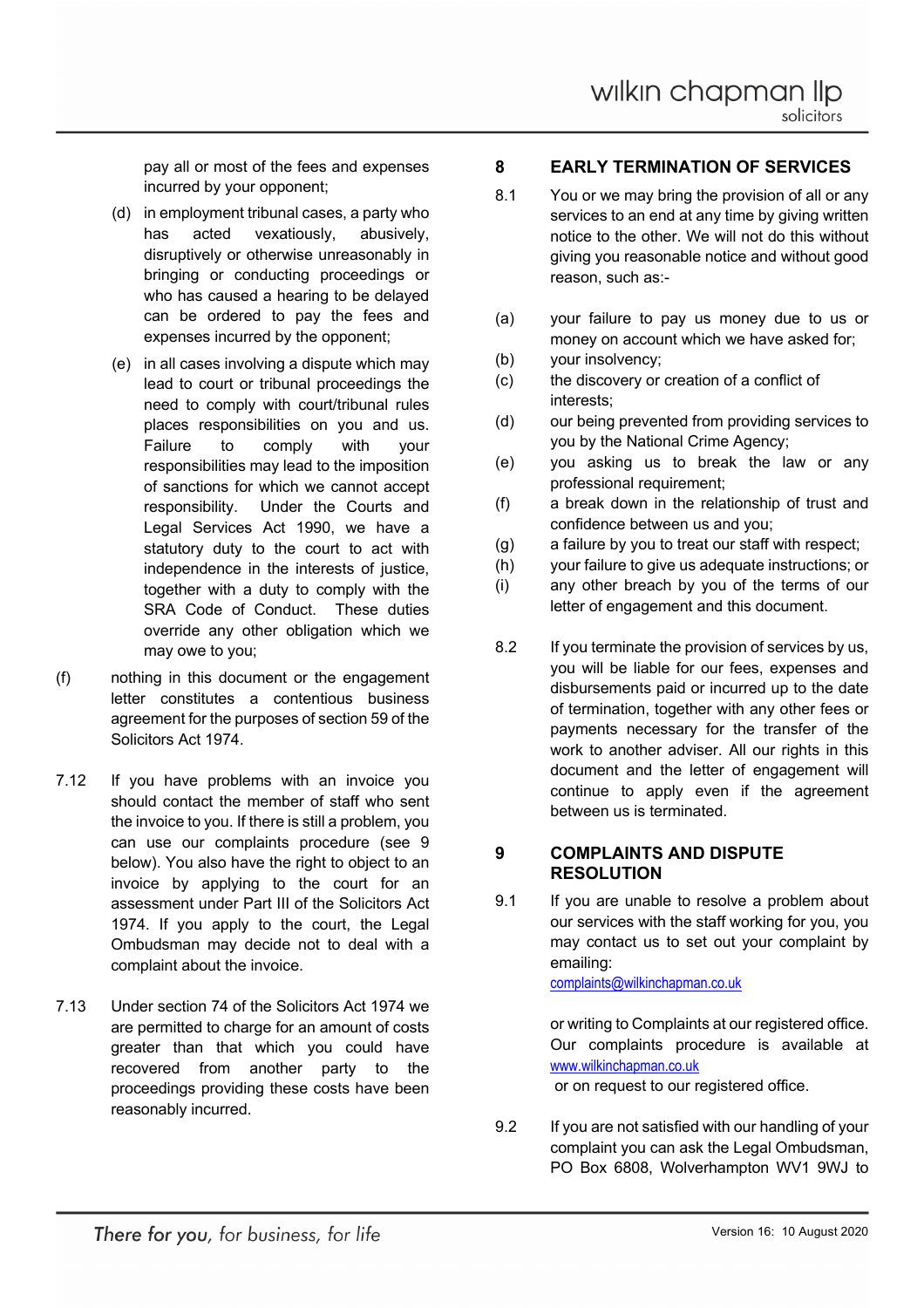pay all or most of the fees and expenses incurred by your opponent;

(d) in employment tribunal cases, a party who has acted vexatiously, abusively, disruptively or otherwise unreasonably in bringing or conducting proceedings or who has caused a hearing to be delayed can be ordered to pay the fees and expenses incurred by the opponent;

(e) in all cases involving a dispute which may lead to court or tribunal proceedings the need to comply with court/tribunal rules places responsibilities on you and us. Failure to comply with your responsibilities may lead to the imposition of sanctions for which we cannot accept responsibility. Under the Courts and Legal Services Act 1990, we have a statutory duty to the court to act with independence in the interests of justice, together with a duty to comply with the SRA Code of Conduct. These duties override any other obligation which we may owe to you;

(f) nothing in this document or the engagement letter constitutes a contentious business agreement for the purposes of section 59 of the Solicitors Act 1974.

7.12 If you have problems with an invoice you should contact the member of staff who sent the invoice to you. If there is still a problem, you can use our complaints procedure (see 9 below). You also have the right to object to an invoice by applying to the court for an assessment under Part III of the Solicitors Act 1974. If you apply to the court, the Legal Ombudsman may decide not to deal with a complaint about the invoice.

7.13 Under section 74 of the Solicitors Act 1974 we are permitted to charge for an amount of costs greater than that which you could have recovered from another party to the proceedings providing these costs have been reasonably incurred.

## 8 EARLY TERMINATION OF SERVICES

8.1 You or we may bring the provision of all or any services to an end at any time by giving written notice to the other. We will not do this without giving you reasonable notice and without good reason, such as:-

(a) your failure to pay us money due to us or money on account which we have asked for;
(b) your insolvency;
(c) the discovery or creation of a conflict of interests;
(d) our being prevented from providing services to you by the National Crime Agency;
(e) you asking us to break the law or any professional requirement;
(f) a break down in the relationship of trust and confidence between us and you;
(g) a failure by you to treat our staff with respect;
(h) your failure to give us adequate instructions; or
(i) any other breach by you of the terms of our letter of engagement and this document.

8.2 If you terminate the provision of services by us, you will be liable for our fees, expenses and disbursements paid or incurred up to the date of termination, together with any other fees or payments necessary for the transfer of the work to another adviser. All our rights in this document and the letter of engagement will continue to apply even if the agreement between us is terminated.

## 9 COMPLAINTS AND DISPUTE RESOLUTION

9.1 If you are unable to resolve a problem about our services with the staff working for you, you may contact us to set out your complaint by emailing:
complaints@wilkinchapman.co.uk

or writing to Complaints at our registered office. Our complaints procedure is available at www.wilkinchapman.co.uk
or on request to our registered office.

9.2 If you are not satisfied with our handling of your complaint you can ask the Legal Ombudsman, PO Box 6808, Wolverhampton WV1 9WJ to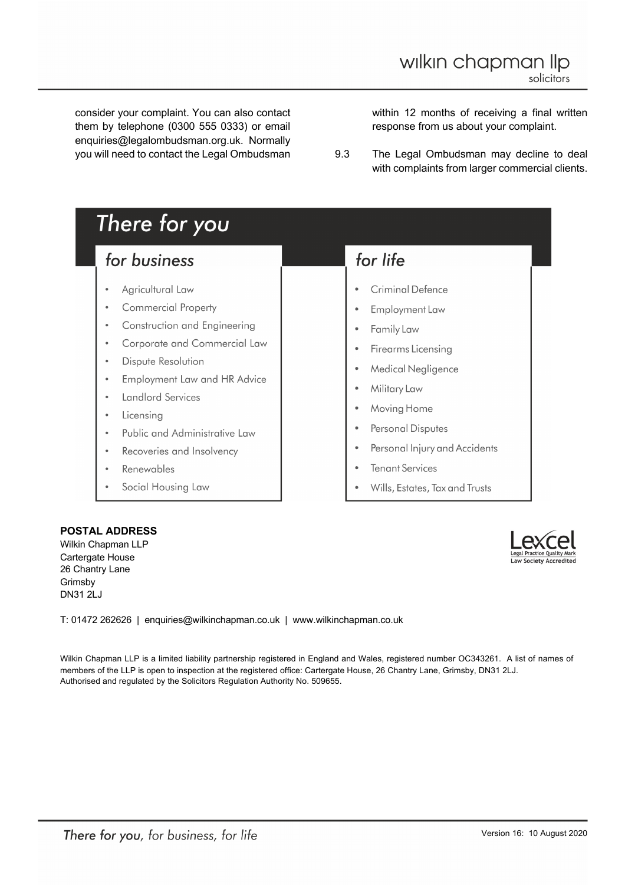consider your complaint. You can also contact them by telephone (0300 555 0333) or email enquiries@legalombudsman.org.uk. Normally you will need to contact the Legal Ombudsman within 12 months of receiving a final written response from us about your complaint.

9.3 The Legal Ombudsman may decline to deal with complaints from larger commercial clients.

## *There for you*

### *for business*

- Agricultural Law
- Commercial Property
- Construction and Engineering
- Corporate and Commercial Law
- Dispute Resolution
- Employment Law and HR Advice
- Landlord Services
- Licensing
- Public and Administrative Law
- Recoveries and Insolvency
- Renewables
- Social Housing Law

### *for life*

- Criminal Defence
- Employment Law
- Family Law
- Firearms Licensing
- Medical Negligence
- Military Law
- Moving Home
- Personal Disputes
- Personal Injury and Accidents
- Tenant Services
- Wills, Estates, Tax and Trusts

**POSTAL ADDRESS**
Wilkin Chapman LLP
Cartergate House
26 Chantry Lane
Grimsby
DN31 2LJ

Lexcel
Legal Practice Quality Mark
Law Society Accredited

T: 01472 262626 | enquiries@wilkinchapman.co.uk | www.wilkinchapman.co.uk

Wilkin Chapman LLP is a limited liability partnership registered in England and Wales, registered number OC343261. A list of names of members of the LLP is open to inspection at the registered office: Cartergate House, 26 Chantry Lane, Grimsby, DN31 2LJ.
Authorised and regulated by the Solicitors Regulation Authority No. 509655.